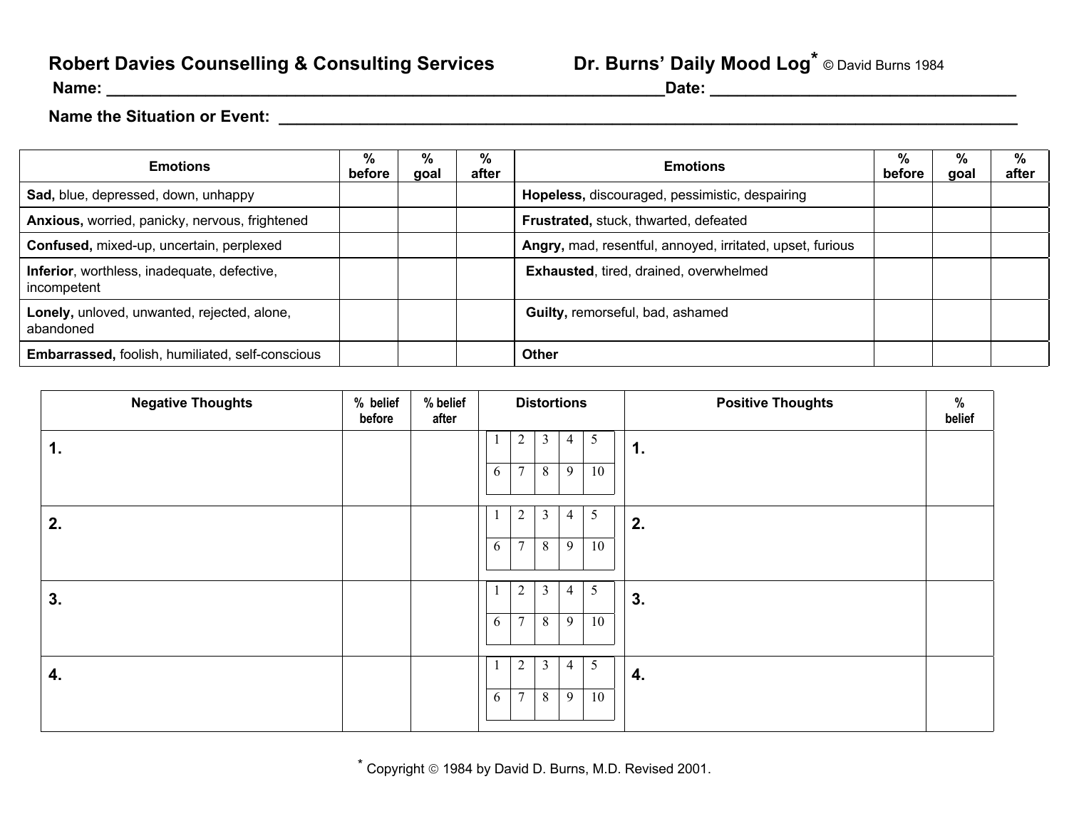**Robert Davies Counselling & Consulting Services** **Dr. Burns' Daily Mood Log*** © David Burns 1984

**Name:** ______________________________ **Date:** ______________________________

**Name the Situation or Event:** ______________________________________________

| Emotions | % before | % goal | % after | Emotions | % before | % goal | % after |
|---|---|---|---|---|---|---|---|
| **Sad,** blue, depressed, down, unhappy | | | | **Hopeless,** discouraged, pessimistic, despairing | | | |
| **Anxious,** worried, panicky, nervous, frightened | | | | **Frustrated,** stuck, thwarted, defeated | | | |
| **Confused,** mixed-up, uncertain, perplexed | | | | **Angry,** mad, resentful, annoyed, irritated, upset, furious | | | |
| **Inferior**, worthless, inadequate, defective, incompetent | | | | **Exhausted**, tired, drained, overwhelmed | | | |
| **Lonely,** unloved, unwanted, rejected, alone, abandoned | | | | **Guilty,** remorseful, bad, ashamed | | | |
| **Embarrassed,** foolish, humiliated, self-conscious | | | | **Other** | | | |

| Negative Thoughts | % belief before | % belief after | Distortions | Positive Thoughts | % belief |
|---|---|---|---|---|---|
| **1.** | | | 1 2 3 4 5 / 6 7 8 9 10 | **1.** | |
| **2.** | | | 1 2 3 4 5 / 6 7 8 9 10 | **2.** | |
| **3.** | | | 1 2 3 4 5 / 6 7 8 9 10 | **3.** | |
| **4.** | | | 1 2 3 4 5 / 6 7 8 9 10 | **4.** | |

* Copyright © 1984 by David D. Burns, M.D. Revised 2001.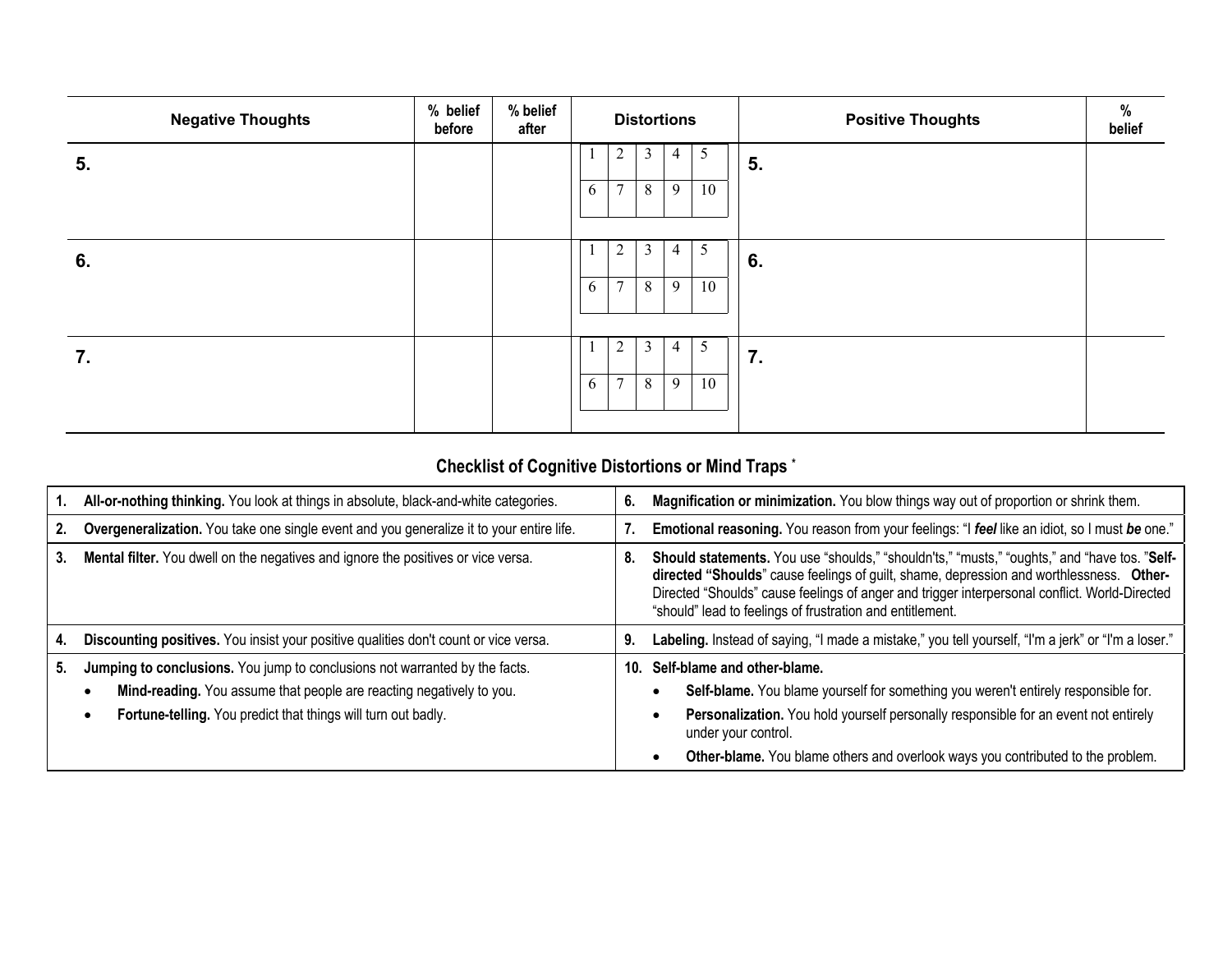| Negative Thoughts | % belief before | % belief after | Distortions | Positive Thoughts | % belief |
|---|---|---|---|---|---|
| 5. | | | 1 2 3 4 5<br>6 7 8 9 10 | 5. | |
| 6. | | | 1 2 3 4 5<br>6 7 8 9 10 | 6. | |
| 7. | | | 1 2 3 4 5<br>6 7 8 9 10 | 7. | |

### Checklist of Cognitive Distortions or Mind Traps *

| | |
|---|---|
| **1. All-or-nothing thinking.** You look at things in absolute, black-and-white categories. | **6. Magnification or minimization.** You blow things way out of proportion or shrink them. |
| **2. Overgeneralization.** You take one single event and you generalize it to your entire life. | **7. Emotional reasoning.** You reason from your feelings: "I ***feel*** like an idiot, so I must ***be*** one." |
| **3. Mental filter.** You dwell on the negatives and ignore the positives or vice versa. | **8. Should statements.** You use "shoulds," "shouldn'ts," "musts," "oughts," and "have tos. "**Self-directed "Shoulds**" cause feelings of guilt, shame, depression and worthlessness. **Other-**Directed "Shoulds" cause feelings of anger and trigger interpersonal conflict. World-Directed "should" lead to feelings of frustration and entitlement. |
| **4. Discounting positives.** You insist your positive qualities don't count or vice versa. | **9. Labeling.** Instead of saying, "I made a mistake," you tell yourself, "I'm a jerk" or "I'm a loser." |
| **5. Jumping to conclusions.** You jump to conclusions not warranted by the facts.<br>• **Mind-reading.** You assume that people are reacting negatively to you.<br>• **Fortune-telling.** You predict that things will turn out badly. | **10. Self-blame and other-blame.**<br>• **Self-blame.** You blame yourself for something you weren't entirely responsible for.<br>• **Personalization.** You hold yourself personally responsible for an event not entirely under your control.<br>• **Other-blame.** You blame others and overlook ways you contributed to the problem. |